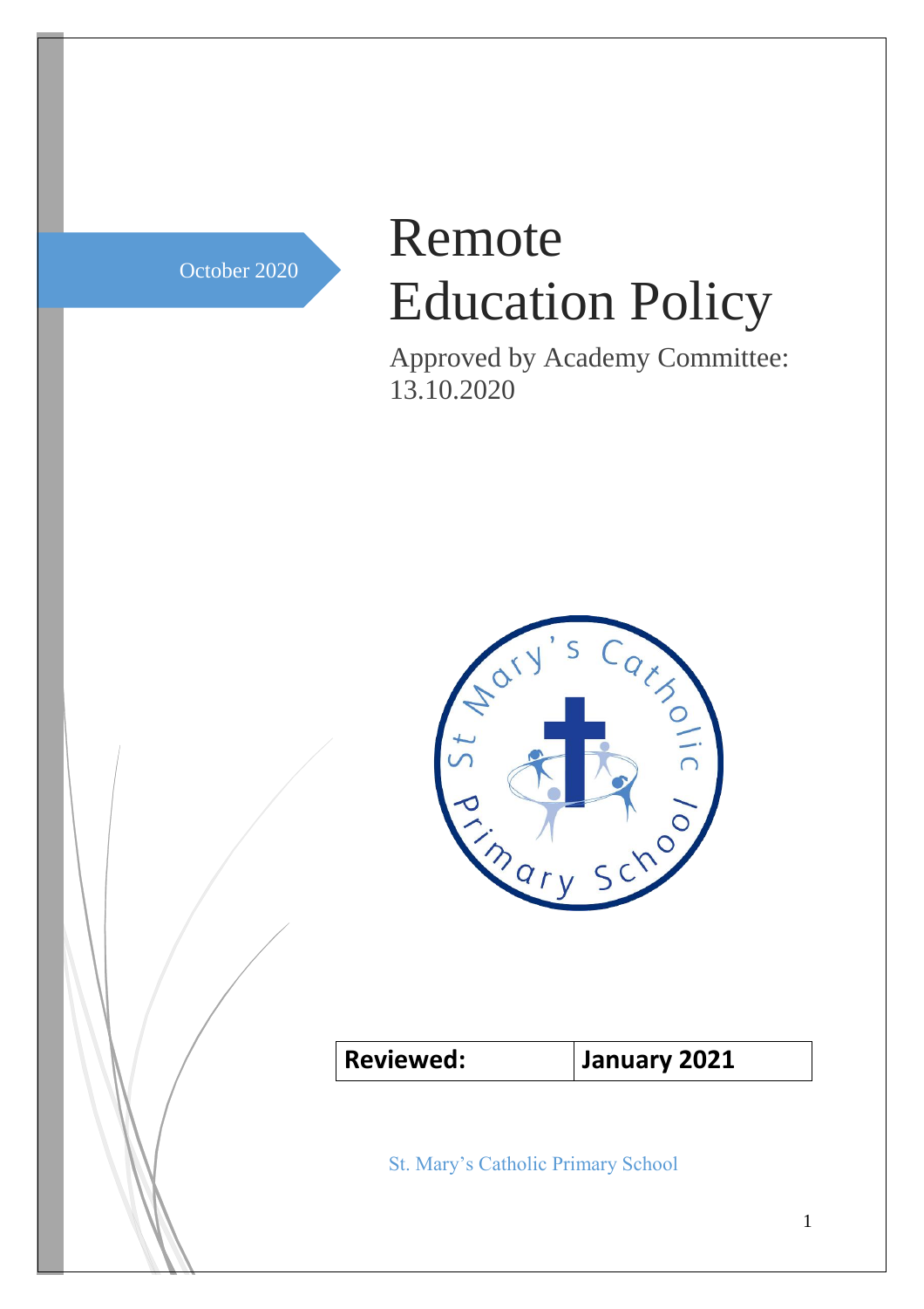October 2020

# Remote Education Policy

Approved by Academy Committee: 13.10.2020

| **Reviewed:** | **January 2021** |
| --- | --- |

St. Mary's Catholic Primary School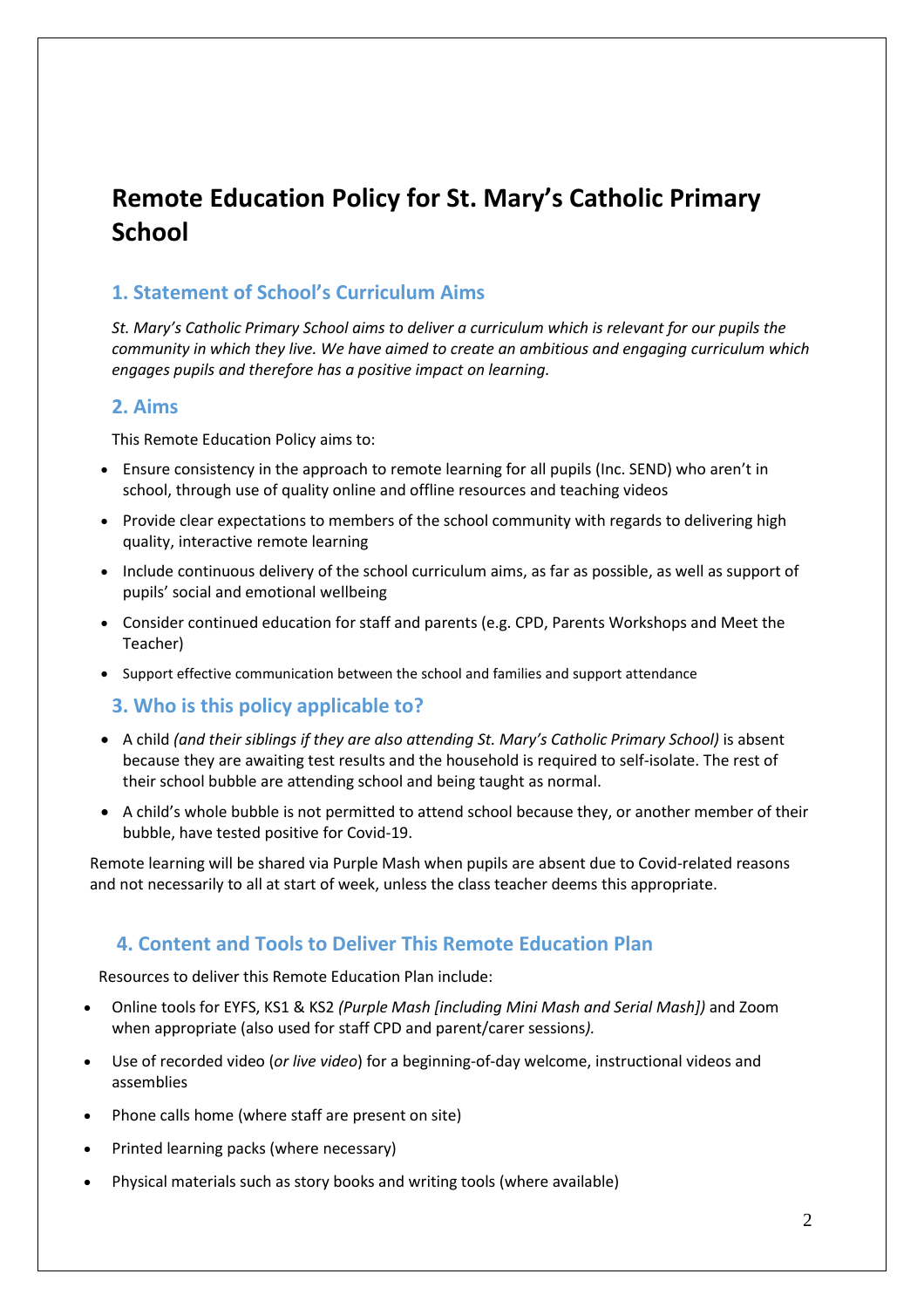# Remote Education Policy for St. Mary's Catholic Primary School

## 1. Statement of School's Curriculum Aims

*St. Mary's Catholic Primary School aims to deliver a curriculum which is relevant for our pupils the community in which they live. We have aimed to create an ambitious and engaging curriculum which engages pupils and therefore has a positive impact on learning.*

## 2. Aims

This Remote Education Policy aims to:

- Ensure consistency in the approach to remote learning for all pupils (Inc. SEND) who aren't in school, through use of quality online and offline resources and teaching videos
- Provide clear expectations to members of the school community with regards to delivering high quality, interactive remote learning
- Include continuous delivery of the school curriculum aims, as far as possible, as well as support of pupils' social and emotional wellbeing
- Consider continued education for staff and parents (e.g. CPD, Parents Workshops and Meet the Teacher)
- Support effective communication between the school and families and support attendance

## 3. Who is this policy applicable to?

- A child *(and their siblings if they are also attending St. Mary's Catholic Primary School)* is absent because they are awaiting test results and the household is required to self-isolate. The rest of their school bubble are attending school and being taught as normal.
- A child's whole bubble is not permitted to attend school because they, or another member of their bubble, have tested positive for Covid-19.

Remote learning will be shared via Purple Mash when pupils are absent due to Covid-related reasons and not necessarily to all at start of week, unless the class teacher deems this appropriate.

## 4. Content and Tools to Deliver This Remote Education Plan

Resources to deliver this Remote Education Plan include:

- Online tools for EYFS, KS1 & KS2 *(Purple Mash [including Mini Mash and Serial Mash])* and Zoom when appropriate (also used for staff CPD and parent/carer sessions*).*
- Use of recorded video (*or live video*) for a beginning-of-day welcome, instructional videos and assemblies
- Phone calls home (where staff are present on site)
- Printed learning packs (where necessary)
- Physical materials such as story books and writing tools (where available)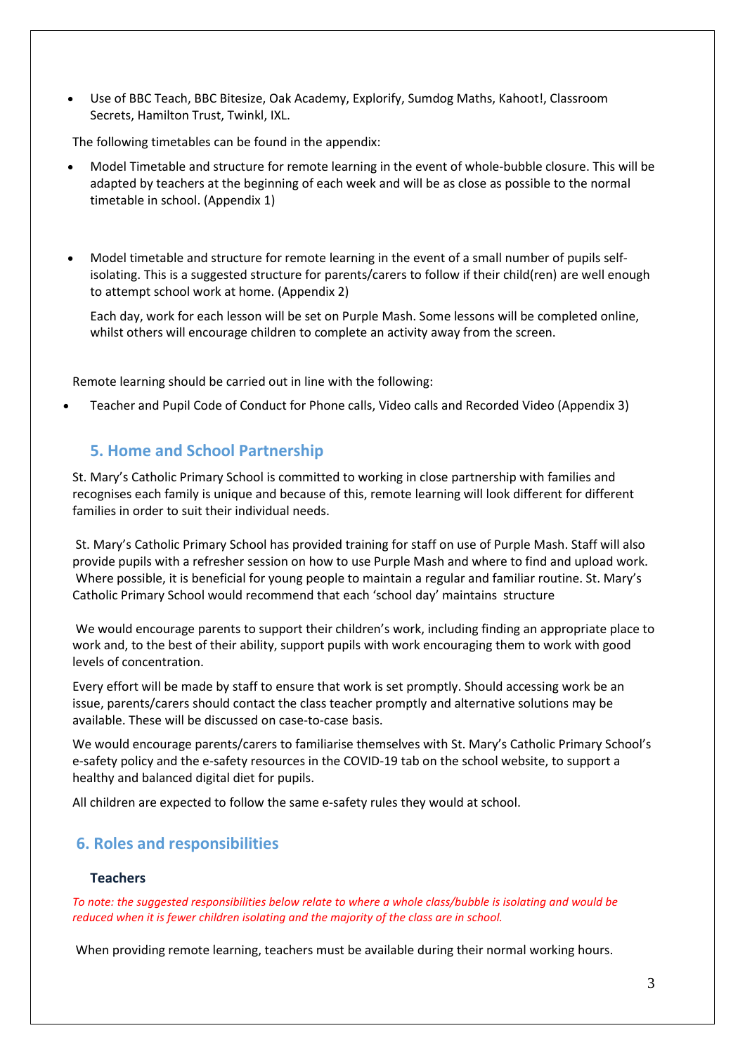- Use of BBC Teach, BBC Bitesize, Oak Academy, Explorify, Sumdog Maths, Kahoot!, Classroom Secrets, Hamilton Trust, Twinkl, IXL.

The following timetables can be found in the appendix:

- Model Timetable and structure for remote learning in the event of whole-bubble closure. This will be adapted by teachers at the beginning of each week and will be as close as possible to the normal timetable in school. (Appendix 1)

- Model timetable and structure for remote learning in the event of a small number of pupils self-isolating. This is a suggested structure for parents/carers to follow if their child(ren) are well enough to attempt school work at home. (Appendix 2)

  Each day, work for each lesson will be set on Purple Mash. Some lessons will be completed online, whilst others will encourage children to complete an activity away from the screen.

Remote learning should be carried out in line with the following:

- Teacher and Pupil Code of Conduct for Phone calls, Video calls and Recorded Video (Appendix 3)

## 5. Home and School Partnership

St. Mary's Catholic Primary School is committed to working in close partnership with families and recognises each family is unique and because of this, remote learning will look different for different families in order to suit their individual needs.

St. Mary's Catholic Primary School has provided training for staff on use of Purple Mash. Staff will also provide pupils with a refresher session on how to use Purple Mash and where to find and upload work. Where possible, it is beneficial for young people to maintain a regular and familiar routine. St. Mary's Catholic Primary School would recommend that each 'school day' maintains structure

We would encourage parents to support their children's work, including finding an appropriate place to work and, to the best of their ability, support pupils with work encouraging them to work with good levels of concentration.

Every effort will be made by staff to ensure that work is set promptly. Should accessing work be an issue, parents/carers should contact the class teacher promptly and alternative solutions may be available. These will be discussed on case-to-case basis.

We would encourage parents/carers to familiarise themselves with St. Mary's Catholic Primary School's e-safety policy and the e-safety resources in the COVID-19 tab on the school website, to support a healthy and balanced digital diet for pupils.

All children are expected to follow the same e-safety rules they would at school.

## 6. Roles and responsibilities

### Teachers

*To note: the suggested responsibilities below relate to where a whole class/bubble is isolating and would be reduced when it is fewer children isolating and the majority of the class are in school.*

When providing remote learning, teachers must be available during their normal working hours.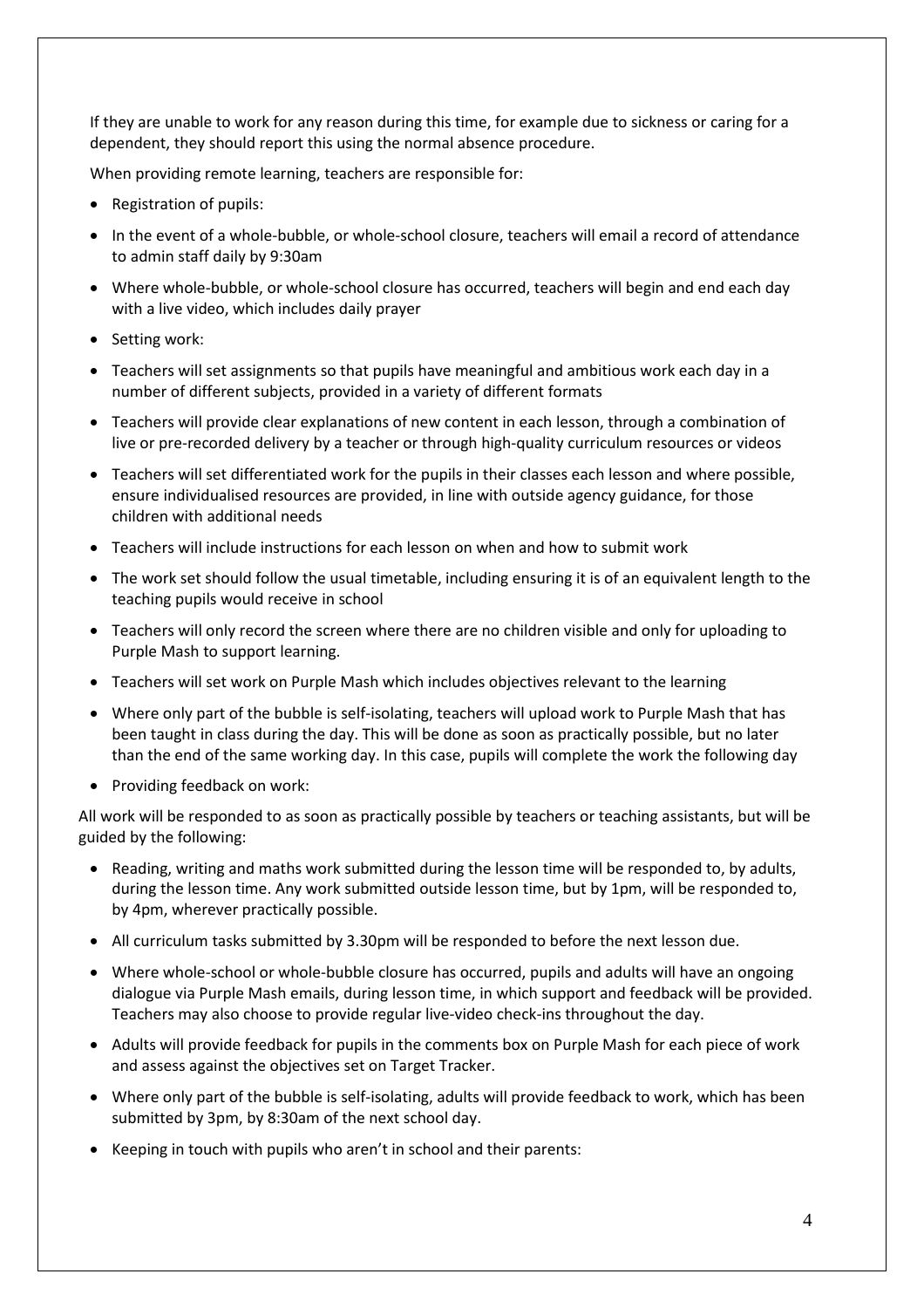If they are unable to work for any reason during this time, for example due to sickness or caring for a dependent, they should report this using the normal absence procedure.

When providing remote learning, teachers are responsible for:

- Registration of pupils:
- In the event of a whole-bubble, or whole-school closure, teachers will email a record of attendance to admin staff daily by 9:30am
- Where whole-bubble, or whole-school closure has occurred, teachers will begin and end each day with a live video, which includes daily prayer
- Setting work:
- Teachers will set assignments so that pupils have meaningful and ambitious work each day in a number of different subjects, provided in a variety of different formats
- Teachers will provide clear explanations of new content in each lesson, through a combination of live or pre-recorded delivery by a teacher or through high-quality curriculum resources or videos
- Teachers will set differentiated work for the pupils in their classes each lesson and where possible, ensure individualised resources are provided, in line with outside agency guidance, for those children with additional needs
- Teachers will include instructions for each lesson on when and how to submit work
- The work set should follow the usual timetable, including ensuring it is of an equivalent length to the teaching pupils would receive in school
- Teachers will only record the screen where there are no children visible and only for uploading to Purple Mash to support learning.
- Teachers will set work on Purple Mash which includes objectives relevant to the learning
- Where only part of the bubble is self-isolating, teachers will upload work to Purple Mash that has been taught in class during the day. This will be done as soon as practically possible, but no later than the end of the same working day. In this case, pupils will complete the work the following day
- Providing feedback on work:

All work will be responded to as soon as practically possible by teachers or teaching assistants, but will be guided by the following:

- Reading, writing and maths work submitted during the lesson time will be responded to, by adults, during the lesson time. Any work submitted outside lesson time, but by 1pm, will be responded to, by 4pm, wherever practically possible.
- All curriculum tasks submitted by 3.30pm will be responded to before the next lesson due.
- Where whole-school or whole-bubble closure has occurred, pupils and adults will have an ongoing dialogue via Purple Mash emails, during lesson time, in which support and feedback will be provided. Teachers may also choose to provide regular live-video check-ins throughout the day.
- Adults will provide feedback for pupils in the comments box on Purple Mash for each piece of work and assess against the objectives set on Target Tracker.
- Where only part of the bubble is self-isolating, adults will provide feedback to work, which has been submitted by 3pm, by 8:30am of the next school day.
- Keeping in touch with pupils who aren't in school and their parents: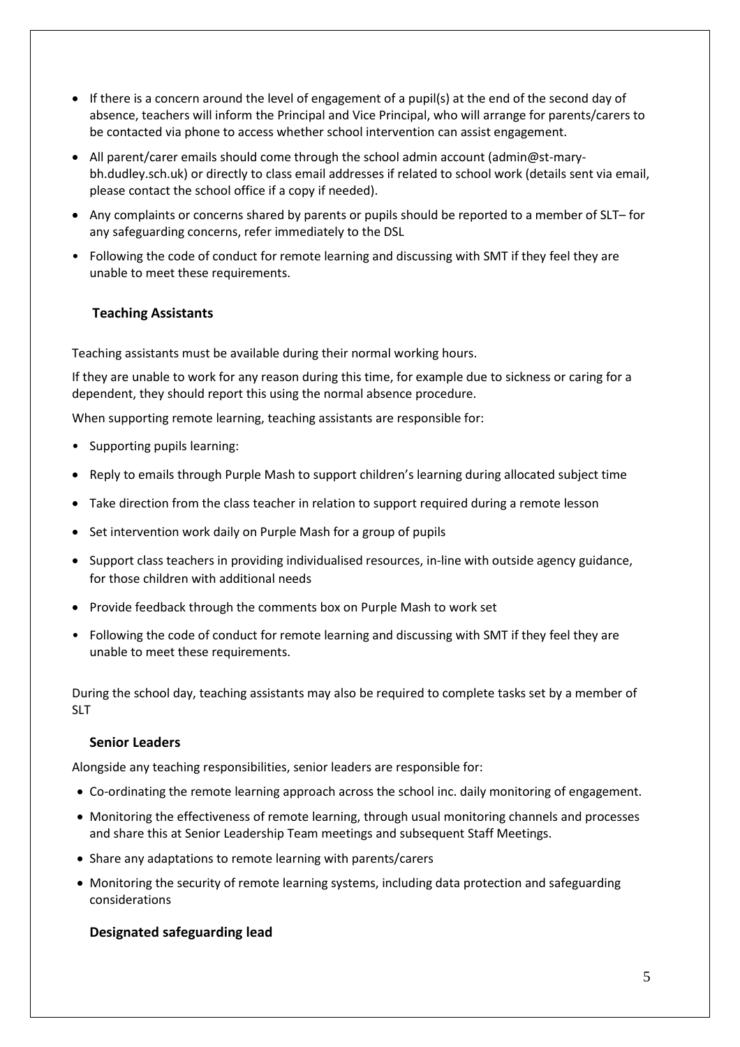- If there is a concern around the level of engagement of a pupil(s) at the end of the second day of absence, teachers will inform the Principal and Vice Principal, who will arrange for parents/carers to be contacted via phone to access whether school intervention can assist engagement.
- All parent/carer emails should come through the school admin account (admin@st-mary-bh.dudley.sch.uk) or directly to class email addresses if related to school work (details sent via email, please contact the school office if a copy if needed).
- Any complaints or concerns shared by parents or pupils should be reported to a member of SLT– for any safeguarding concerns, refer immediately to the DSL
- Following the code of conduct for remote learning and discussing with SMT if they feel they are unable to meet these requirements.

### Teaching Assistants

Teaching assistants must be available during their normal working hours.

If they are unable to work for any reason during this time, for example due to sickness or caring for a dependent, they should report this using the normal absence procedure.

When supporting remote learning, teaching assistants are responsible for:

- Supporting pupils learning:
- Reply to emails through Purple Mash to support children's learning during allocated subject time
- Take direction from the class teacher in relation to support required during a remote lesson
- Set intervention work daily on Purple Mash for a group of pupils
- Support class teachers in providing individualised resources, in-line with outside agency guidance, for those children with additional needs
- Provide feedback through the comments box on Purple Mash to work set
- Following the code of conduct for remote learning and discussing with SMT if they feel they are unable to meet these requirements.

During the school day, teaching assistants may also be required to complete tasks set by a member of SLT

### Senior Leaders

Alongside any teaching responsibilities, senior leaders are responsible for:

- Co-ordinating the remote learning approach across the school inc. daily monitoring of engagement.
- Monitoring the effectiveness of remote learning, through usual monitoring channels and processes and share this at Senior Leadership Team meetings and subsequent Staff Meetings.
- Share any adaptations to remote learning with parents/carers
- Monitoring the security of remote learning systems, including data protection and safeguarding considerations

### Designated safeguarding lead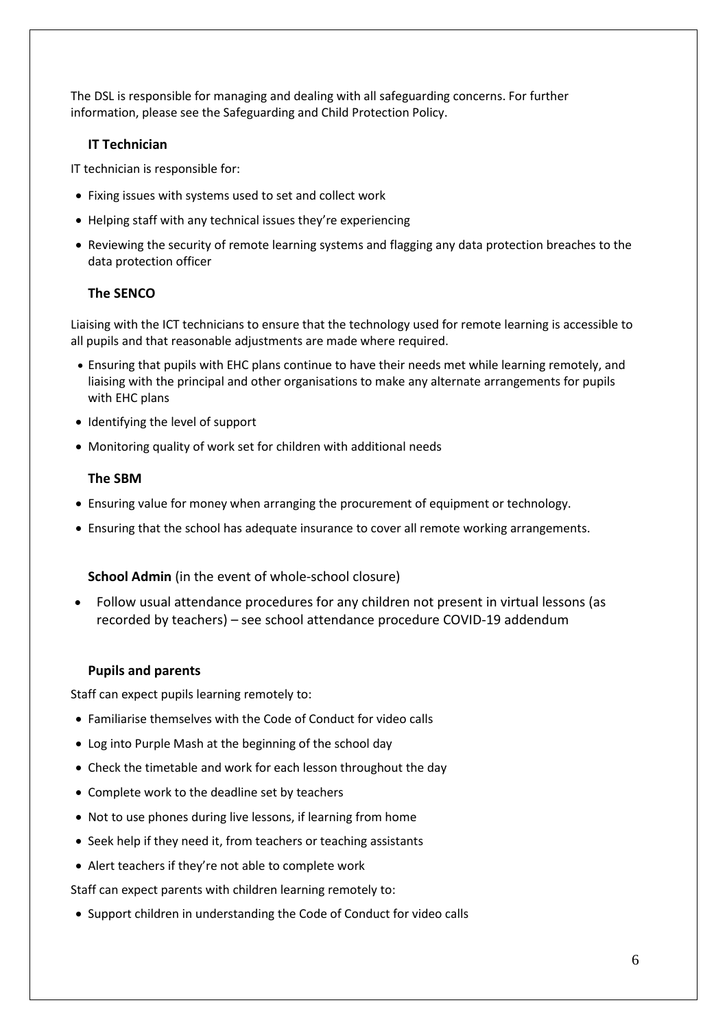The DSL is responsible for managing and dealing with all safeguarding concerns. For further information, please see the Safeguarding and Child Protection Policy.

### IT Technician

IT technician is responsible for:

- Fixing issues with systems used to set and collect work
- Helping staff with any technical issues they're experiencing
- Reviewing the security of remote learning systems and flagging any data protection breaches to the data protection officer

### The SENCO

Liaising with the ICT technicians to ensure that the technology used for remote learning is accessible to all pupils and that reasonable adjustments are made where required.

- Ensuring that pupils with EHC plans continue to have their needs met while learning remotely, and liaising with the principal and other organisations to make any alternate arrangements for pupils with EHC plans
- Identifying the level of support
- Monitoring quality of work set for children with additional needs

### The SBM

- Ensuring value for money when arranging the procurement of equipment or technology.
- Ensuring that the school has adequate insurance to cover all remote working arrangements.

### School Admin (in the event of whole-school closure)

- Follow usual attendance procedures for any children not present in virtual lessons (as recorded by teachers) – see school attendance procedure COVID-19 addendum

### Pupils and parents

Staff can expect pupils learning remotely to:

- Familiarise themselves with the Code of Conduct for video calls
- Log into Purple Mash at the beginning of the school day
- Check the timetable and work for each lesson throughout the day
- Complete work to the deadline set by teachers
- Not to use phones during live lessons, if learning from home
- Seek help if they need it, from teachers or teaching assistants
- Alert teachers if they're not able to complete work

Staff can expect parents with children learning remotely to:

- Support children in understanding the Code of Conduct for video calls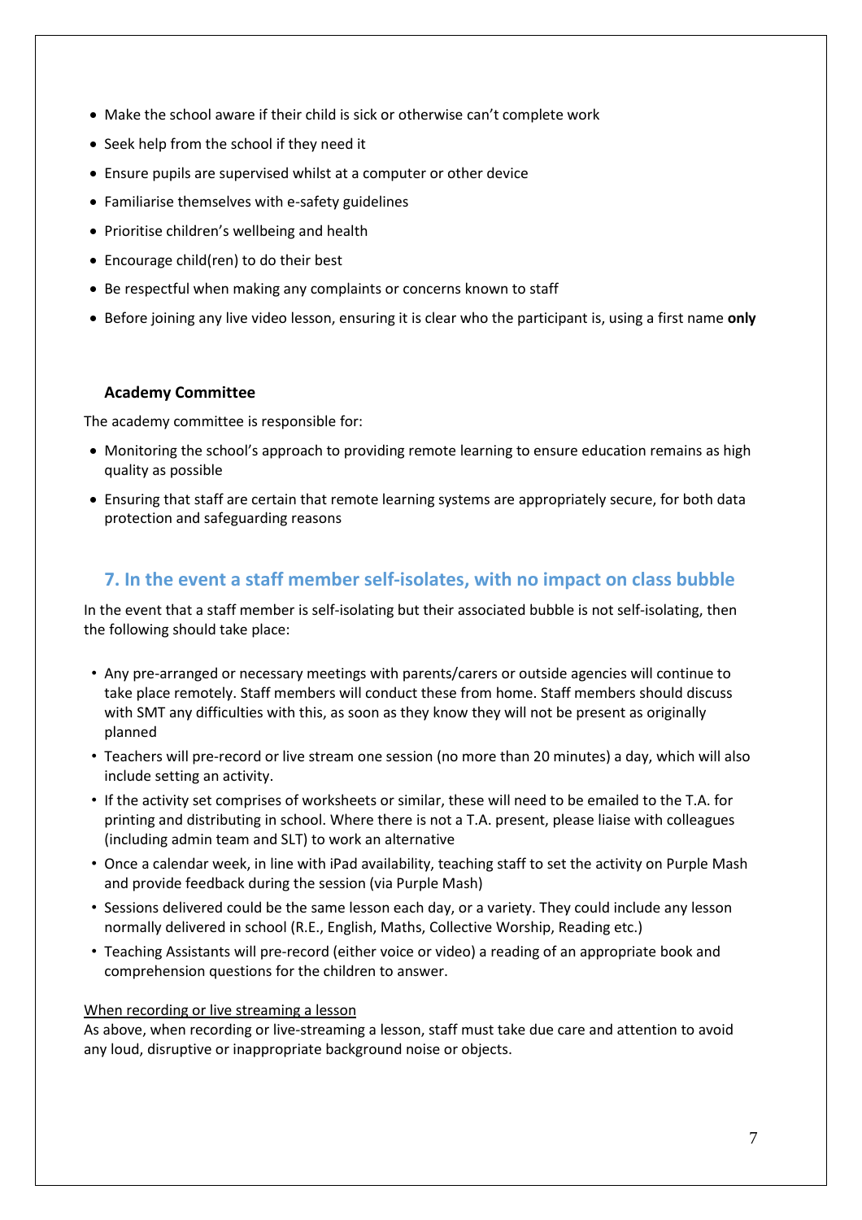- Make the school aware if their child is sick or otherwise can't complete work
- Seek help from the school if they need it
- Ensure pupils are supervised whilst at a computer or other device
- Familiarise themselves with e-safety guidelines
- Prioritise children's wellbeing and health
- Encourage child(ren) to do their best
- Be respectful when making any complaints or concerns known to staff
- Before joining any live video lesson, ensuring it is clear who the participant is, using a first name **only**

### Academy Committee

The academy committee is responsible for:

- Monitoring the school's approach to providing remote learning to ensure education remains as high quality as possible
- Ensuring that staff are certain that remote learning systems are appropriately secure, for both data protection and safeguarding reasons

## 7. In the event a staff member self-isolates, with no impact on class bubble

In the event that a staff member is self-isolating but their associated bubble is not self-isolating, then the following should take place:

- Any pre-arranged or necessary meetings with parents/carers or outside agencies will continue to take place remotely. Staff members will conduct these from home. Staff members should discuss with SMT any difficulties with this, as soon as they know they will not be present as originally planned
- Teachers will pre-record or live stream one session (no more than 20 minutes) a day, which will also include setting an activity.
- If the activity set comprises of worksheets or similar, these will need to be emailed to the T.A. for printing and distributing in school. Where there is not a T.A. present, please liaise with colleagues (including admin team and SLT) to work an alternative
- Once a calendar week, in line with iPad availability, teaching staff to set the activity on Purple Mash and provide feedback during the session (via Purple Mash)
- Sessions delivered could be the same lesson each day, or a variety. They could include any lesson normally delivered in school (R.E., English, Maths, Collective Worship, Reading etc.)
- Teaching Assistants will pre-record (either voice or video) a reading of an appropriate book and comprehension questions for the children to answer.

<u>When recording or live streaming a lesson</u>
As above, when recording or live-streaming a lesson, staff must take due care and attention to avoid any loud, disruptive or inappropriate background noise or objects.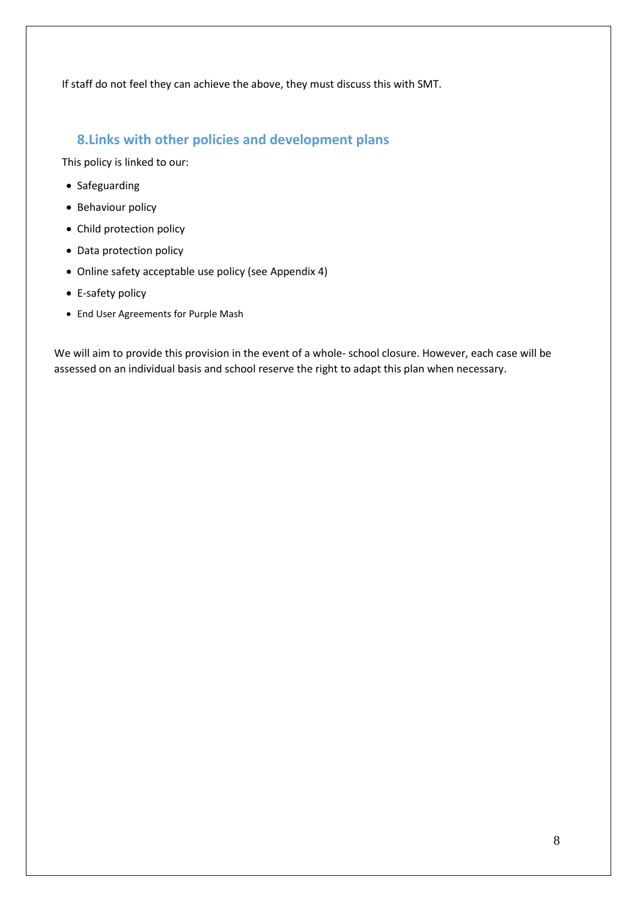If staff do not feel they can achieve the above, they must discuss this with SMT.

## 8.Links with other policies and development plans

This policy is linked to our:

- Safeguarding
- Behaviour policy
- Child protection policy
- Data protection policy
- Online safety acceptable use policy (see Appendix 4)
- E-safety policy
- End User Agreements for Purple Mash

We will aim to provide this provision in the event of a whole- school closure. However, each case will be assessed on an individual basis and school reserve the right to adapt this plan when necessary.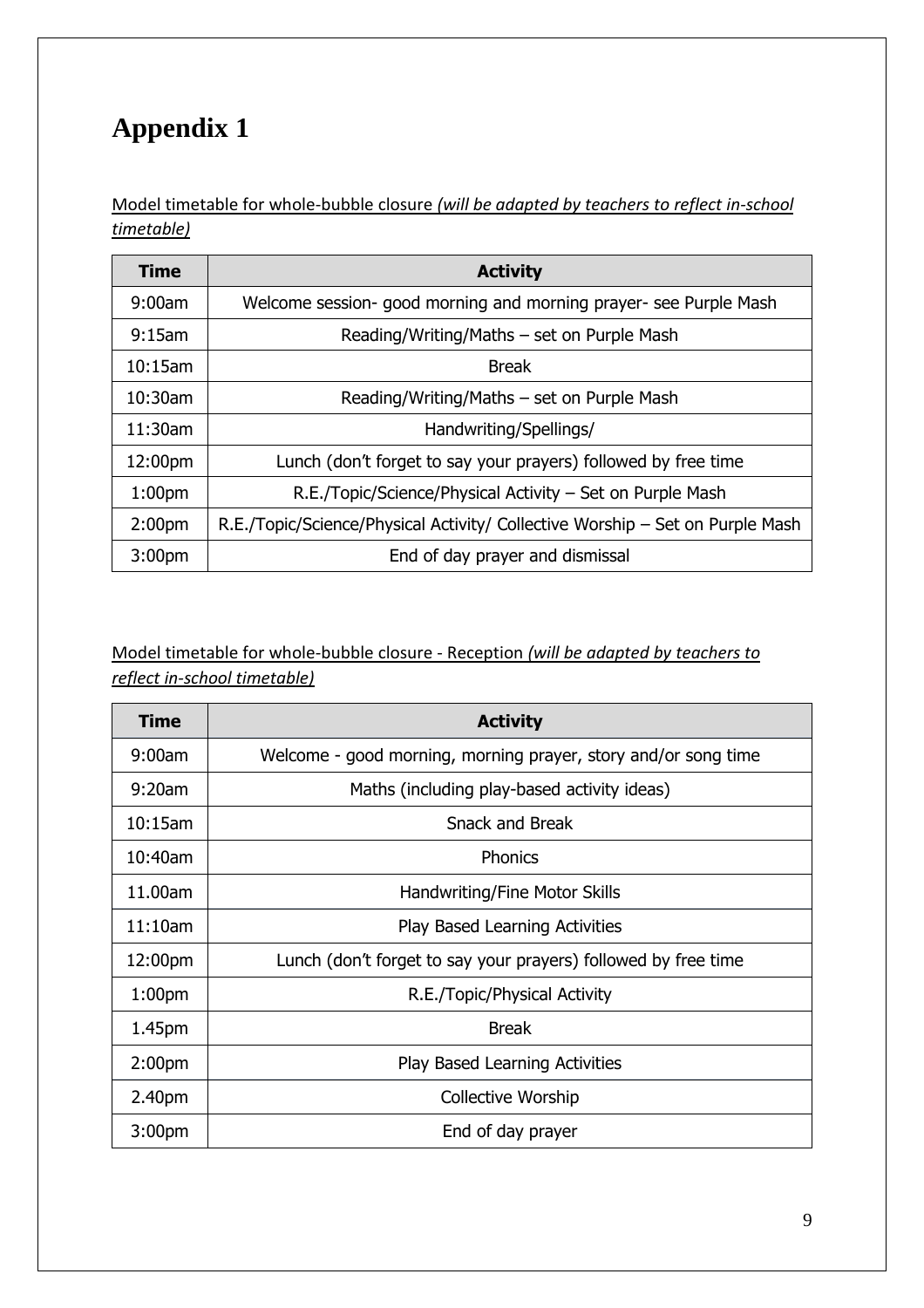# Appendix 1

<u>Model timetable for whole-bubble closure *(will be adapted by teachers to reflect in-school timetable)*</u>

| Time | Activity |
|---|---|
| 9:00am | Welcome session- good morning and morning prayer- see Purple Mash |
| 9:15am | Reading/Writing/Maths – set on Purple Mash |
| 10:15am | Break |
| 10:30am | Reading/Writing/Maths – set on Purple Mash |
| 11:30am | Handwriting/Spellings/ |
| 12:00pm | Lunch (don't forget to say your prayers) followed by free time |
| 1:00pm | R.E./Topic/Science/Physical Activity – Set on Purple Mash |
| 2:00pm | R.E./Topic/Science/Physical Activity/ Collective Worship – Set on Purple Mash |
| 3:00pm | End of day prayer and dismissal |

<u>Model timetable for whole-bubble closure - Reception *(will be adapted by teachers to reflect in-school timetable)*</u>

| Time | Activity |
|---|---|
| 9:00am | Welcome - good morning, morning prayer, story and/or song time |
| 9:20am | Maths (including play-based activity ideas) |
| 10:15am | Snack and Break |
| 10:40am | Phonics |
| 11.00am | Handwriting/Fine Motor Skills |
| 11:10am | Play Based Learning Activities |
| 12:00pm | Lunch (don't forget to say your prayers) followed by free time |
| 1:00pm | R.E./Topic/Physical Activity |
| 1.45pm | Break |
| 2:00pm | Play Based Learning Activities |
| 2.40pm | Collective Worship |
| 3:00pm | End of day prayer |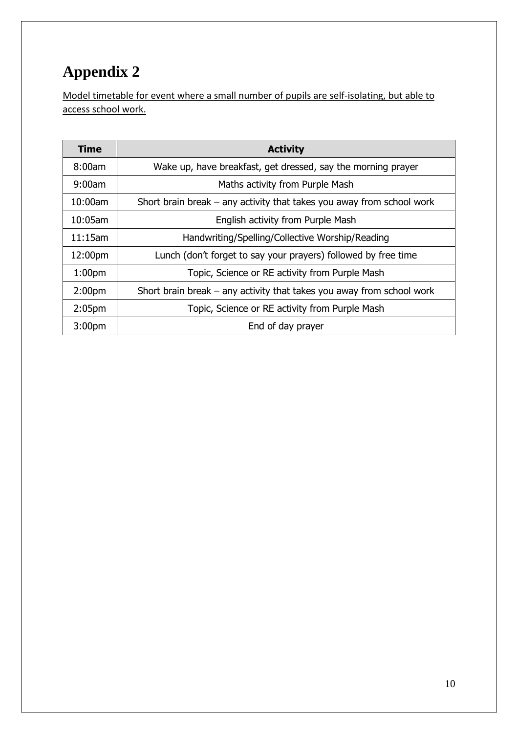# Appendix 2

<u>Model timetable for event where a small number of pupils are self-isolating, but able to access school work.</u>

| Time | Activity |
|---|---|
| 8:00am | Wake up, have breakfast, get dressed, say the morning prayer |
| 9:00am | Maths activity from Purple Mash |
| 10:00am | Short brain break – any activity that takes you away from school work |
| 10:05am | English activity from Purple Mash |
| 11:15am | Handwriting/Spelling/Collective Worship/Reading |
| 12:00pm | Lunch (don't forget to say your prayers) followed by free time |
| 1:00pm | Topic, Science or RE activity from Purple Mash |
| 2:00pm | Short brain break – any activity that takes you away from school work |
| 2:05pm | Topic, Science or RE activity from Purple Mash |
| 3:00pm | End of day prayer |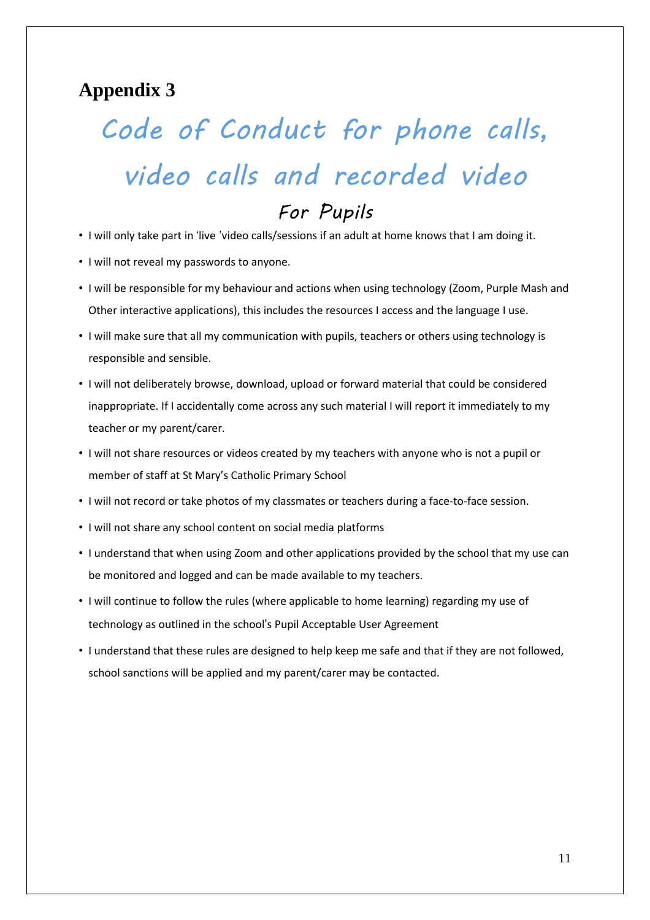## Appendix 3

# Code of Conduct for phone calls, video calls and recorded video

### For Pupils

- I will only take part in 'live 'video calls/sessions if an adult at home knows that I am doing it.
- I will not reveal my passwords to anyone.
- I will be responsible for my behaviour and actions when using technology (Zoom, Purple Mash and Other interactive applications), this includes the resources I access and the language I use.
- I will make sure that all my communication with pupils, teachers or others using technology is responsible and sensible.
- I will not deliberately browse, download, upload or forward material that could be considered inappropriate. If I accidentally come across any such material I will report it immediately to my teacher or my parent/carer.
- I will not share resources or videos created by my teachers with anyone who is not a pupil or member of staff at St Mary's Catholic Primary School
- I will not record or take photos of my classmates or teachers during a face-to-face session.
- I will not share any school content on social media platforms
- I understand that when using Zoom and other applications provided by the school that my use can be monitored and logged and can be made available to my teachers.
- I will continue to follow the rules (where applicable to home learning) regarding my use of technology as outlined in the school's Pupil Acceptable User Agreement
- I understand that these rules are designed to help keep me safe and that if they are not followed, school sanctions will be applied and my parent/carer may be contacted.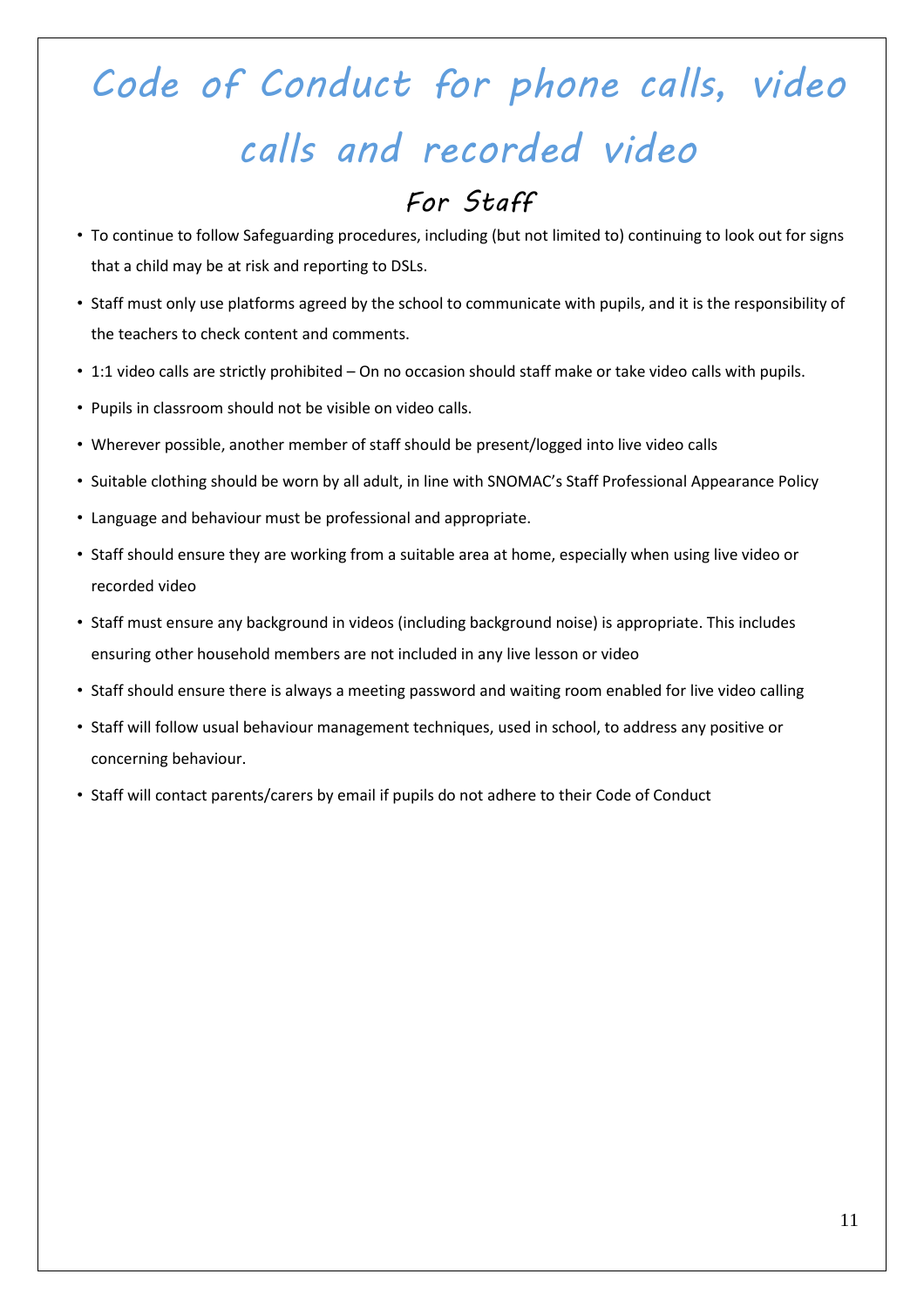# Code of Conduct for phone calls, video calls and recorded video

## For Staff

- To continue to follow Safeguarding procedures, including (but not limited to) continuing to look out for signs that a child may be at risk and reporting to DSLs.
- Staff must only use platforms agreed by the school to communicate with pupils, and it is the responsibility of the teachers to check content and comments.
- 1:1 video calls are strictly prohibited – On no occasion should staff make or take video calls with pupils.
- Pupils in classroom should not be visible on video calls.
- Wherever possible, another member of staff should be present/logged into live video calls
- Suitable clothing should be worn by all adult, in line with SNOMAC's Staff Professional Appearance Policy
- Language and behaviour must be professional and appropriate.
- Staff should ensure they are working from a suitable area at home, especially when using live video or recorded video
- Staff must ensure any background in videos (including background noise) is appropriate. This includes ensuring other household members are not included in any live lesson or video
- Staff should ensure there is always a meeting password and waiting room enabled for live video calling
- Staff will follow usual behaviour management techniques, used in school, to address any positive or concerning behaviour.
- Staff will contact parents/carers by email if pupils do not adhere to their Code of Conduct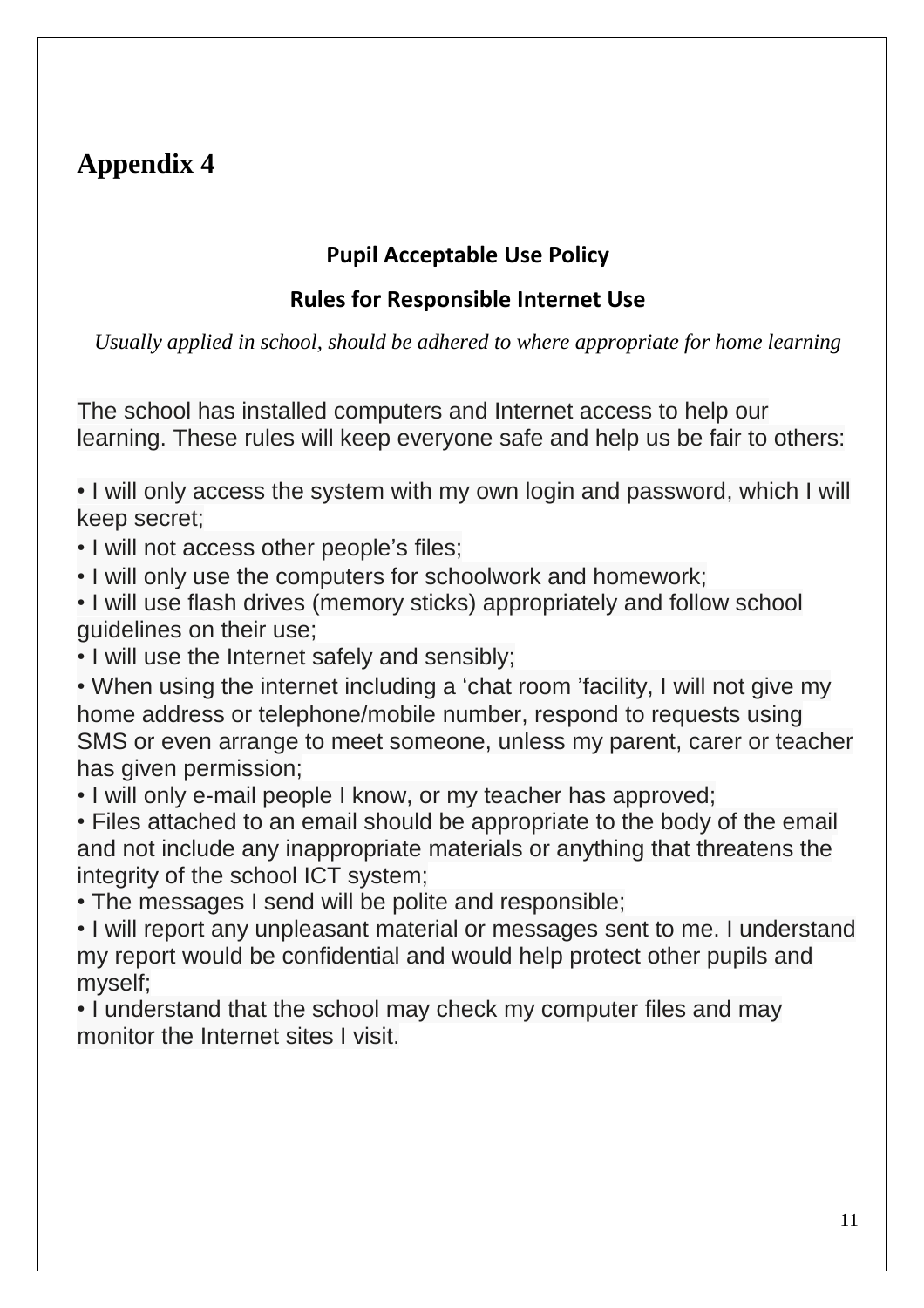# Appendix 4

## Pupil Acceptable Use Policy

## Rules for Responsible Internet Use

*Usually applied in school, should be adhered to where appropriate for home learning*

The school has installed computers and Internet access to help our learning. These rules will keep everyone safe and help us be fair to others:

• I will only access the system with my own login and password, which I will keep secret;
• I will not access other people's files;
• I will only use the computers for schoolwork and homework;
• I will use flash drives (memory sticks) appropriately and follow school guidelines on their use;
• I will use the Internet safely and sensibly;
• When using the internet including a 'chat room 'facility, I will not give my home address or telephone/mobile number, respond to requests using SMS or even arrange to meet someone, unless my parent, carer or teacher has given permission;
• I will only e-mail people I know, or my teacher has approved;
• Files attached to an email should be appropriate to the body of the email and not include any inappropriate materials or anything that threatens the integrity of the school ICT system;
• The messages I send will be polite and responsible;
• I will report any unpleasant material or messages sent to me. I understand my report would be confidential and would help protect other pupils and myself;
• I understand that the school may check my computer files and may monitor the Internet sites I visit.